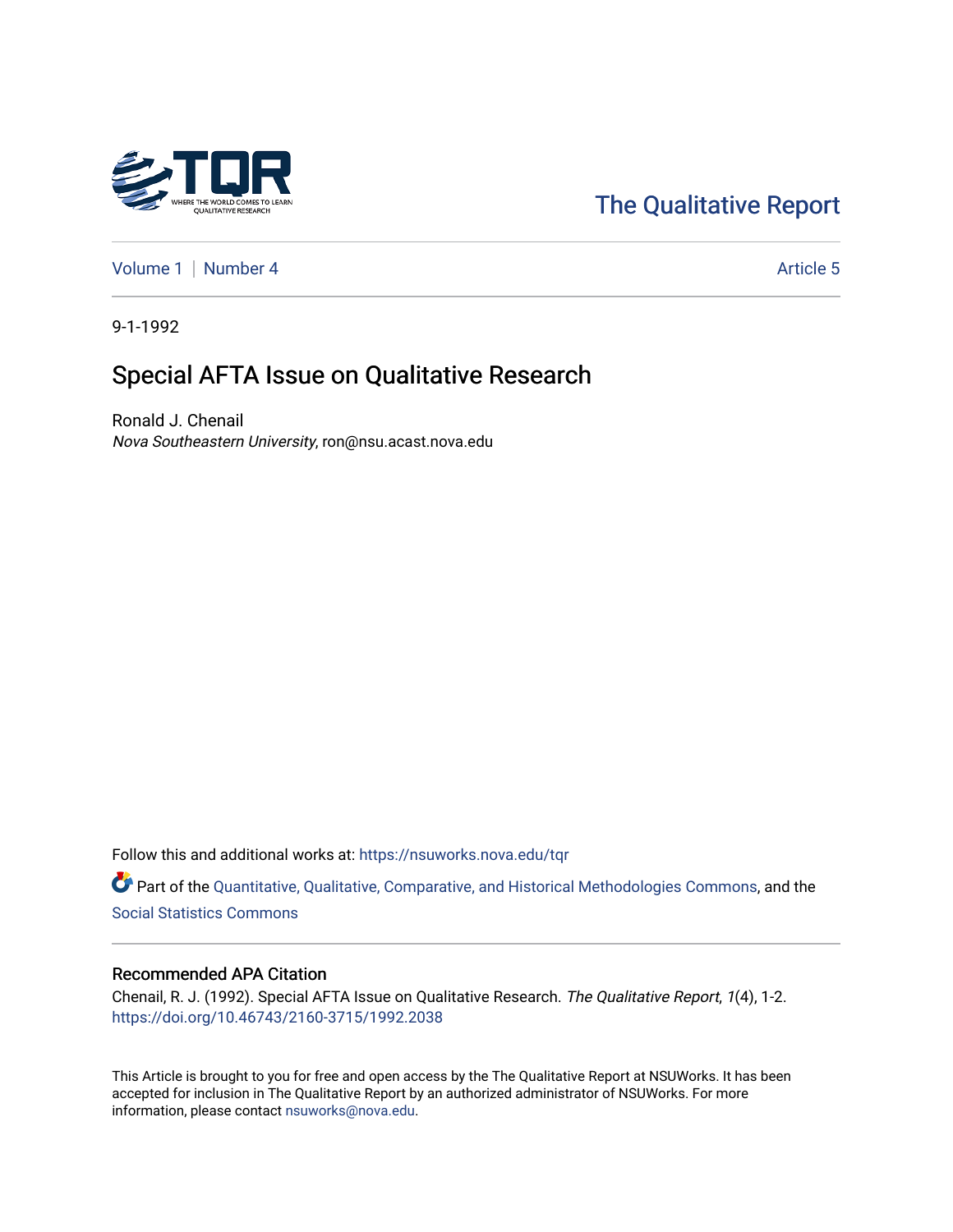The Qualitative Report

Volume 1 | Number 4 | Article 5

9-1-1992

# Special AFTA Issue on Qualitative Research

Ronald J. Chenail
*Nova Southeastern University*, ron@nsu.acast.nova.edu

Follow this and additional works at: https://nsuworks.nova.edu/tqr

Part of the Quantitative, Qualitative, Comparative, and Historical Methodologies Commons, and the Social Statistics Commons

## Recommended APA Citation

Chenail, R. J. (1992). Special AFTA Issue on Qualitative Research. *The Qualitative Report*, *1*(4), 1-2. https://doi.org/10.46743/2160-3715/1992.2038

This Article is brought to you for free and open access by the The Qualitative Report at NSUWorks. It has been accepted for inclusion in The Qualitative Report by an authorized administrator of NSUWorks. For more information, please contact nsuworks@nova.edu.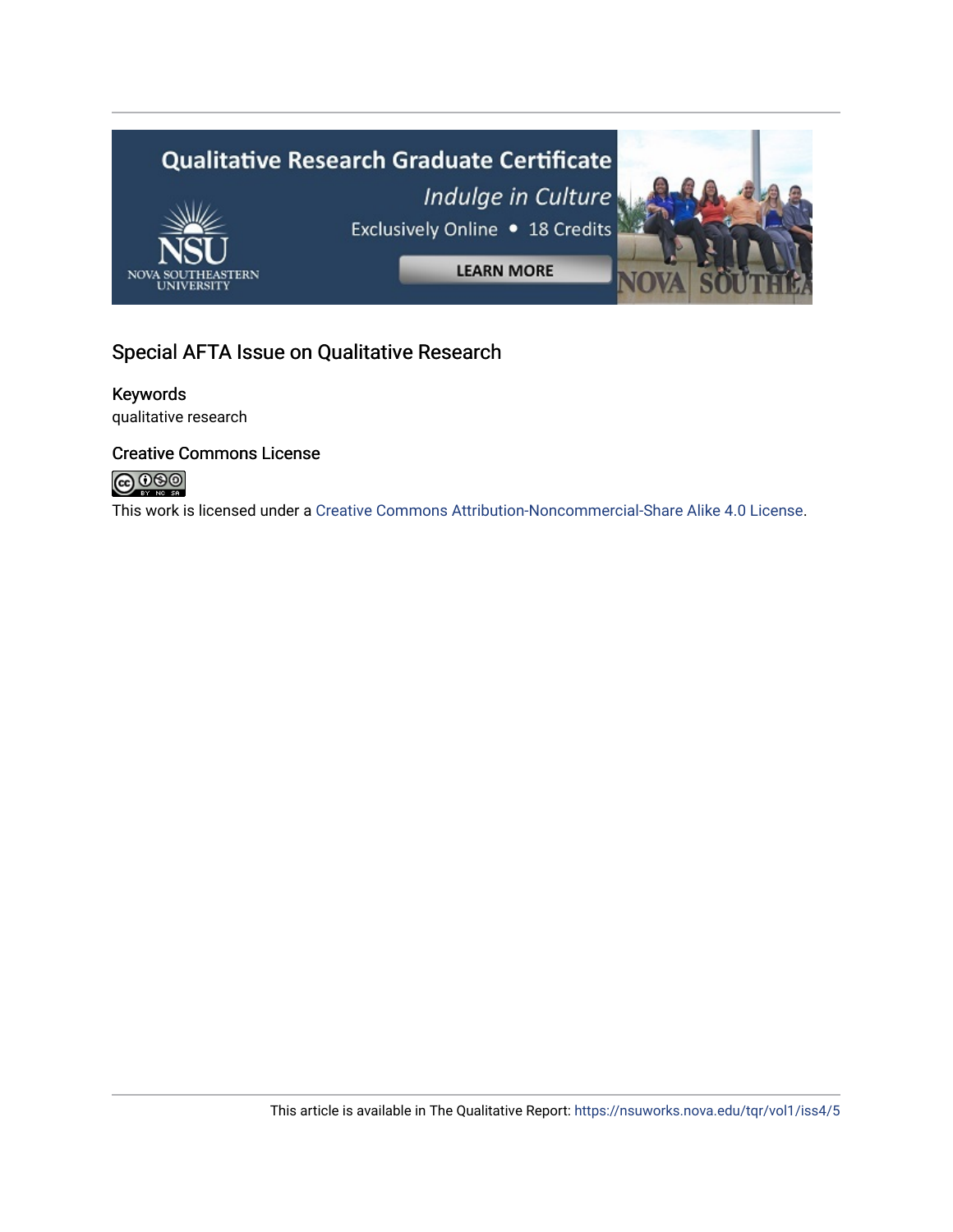Special AFTA Issue on Qualitative Research

### Keywords

qualitative research

### Creative Commons License

This work is licensed under a Creative Commons Attribution-Noncommercial-Share Alike 4.0 License.

This article is available in The Qualitative Report: https://nsuworks.nova.edu/tqr/vol1/iss4/5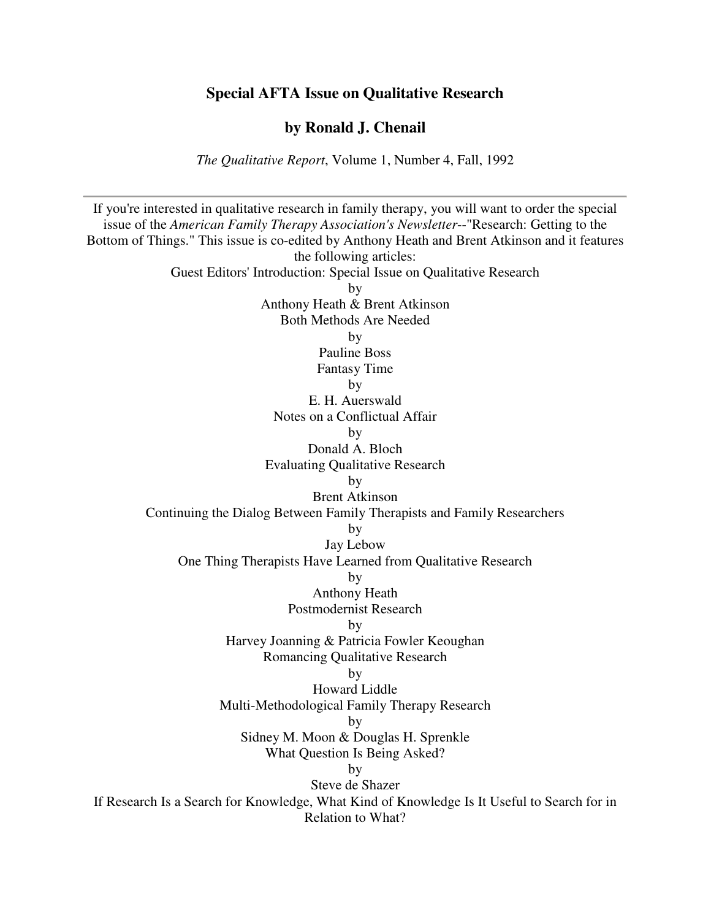## Special AFTA Issue on Qualitative Research

### by Ronald J. Chenail

*The Qualitative Report*, Volume 1, Number 4, Fall, 1992

---

If you're interested in qualitative research in family therapy, you will want to order the special issue of the *American Family Therapy Association's Newsletter*--"Research: Getting to the Bottom of Things." This issue is co-edited by Anthony Heath and Brent Atkinson and it features the following articles:

Guest Editors' Introduction: Special Issue on Qualitative Research
by
Anthony Heath & Brent Atkinson

Both Methods Are Needed
by
Pauline Boss

Fantasy Time
by
E. H. Auerswald

Notes on a Conflictual Affair
by
Donald A. Bloch

Evaluating Qualitative Research
by
Brent Atkinson

Continuing the Dialog Between Family Therapists and Family Researchers
by
Jay Lebow

One Thing Therapists Have Learned from Qualitative Research
by
Anthony Heath

Postmodernist Research
by
Harvey Joanning & Patricia Fowler Keoughan

Romancing Qualitative Research
by
Howard Liddle

Multi-Methodological Family Therapy Research
by
Sidney M. Moon & Douglas H. Sprenkle

What Question Is Being Asked?
by
Steve de Shazer

If Research Is a Search for Knowledge, What Kind of Knowledge Is It Useful to Search for in Relation to What?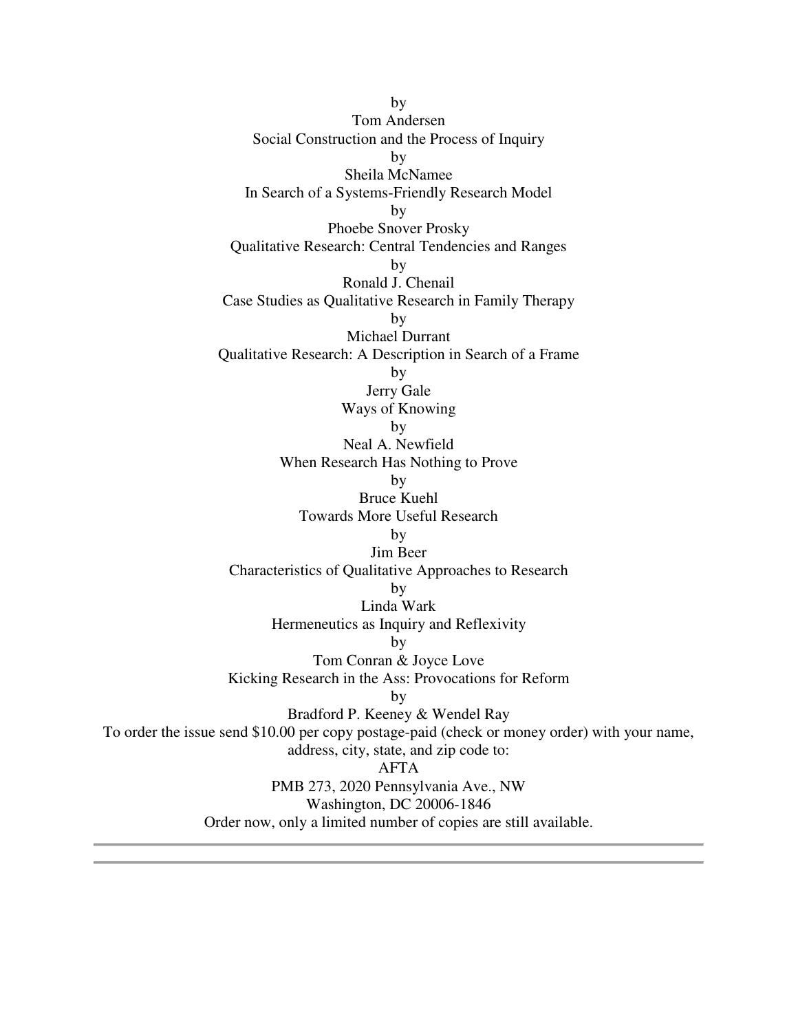by

Tom Andersen

Social Construction and the Process of Inquiry

by

Sheila McNamee

In Search of a Systems-Friendly Research Model

by

Phoebe Snover Prosky

Qualitative Research: Central Tendencies and Ranges

by

Ronald J. Chenail

Case Studies as Qualitative Research in Family Therapy

by

Michael Durrant

Qualitative Research: A Description in Search of a Frame

by

Jerry Gale

Ways of Knowing

by

Neal A. Newfield

When Research Has Nothing to Prove

by

Bruce Kuehl

Towards More Useful Research

by

Jim Beer

Characteristics of Qualitative Approaches to Research

by

Linda Wark

Hermeneutics as Inquiry and Reflexivity

by

Tom Conran & Joyce Love

Kicking Research in the Ass: Provocations for Reform

by

Bradford P. Keeney & Wendel Ray

To order the issue send $10.00 per copy postage-paid (check or money order) with your name, address, city, state, and zip code to:

AFTA
PMB 273, 2020 Pennsylvania Ave., NW
Washington, DC 20006-1846

Order now, only a limited number of copies are still available.

---